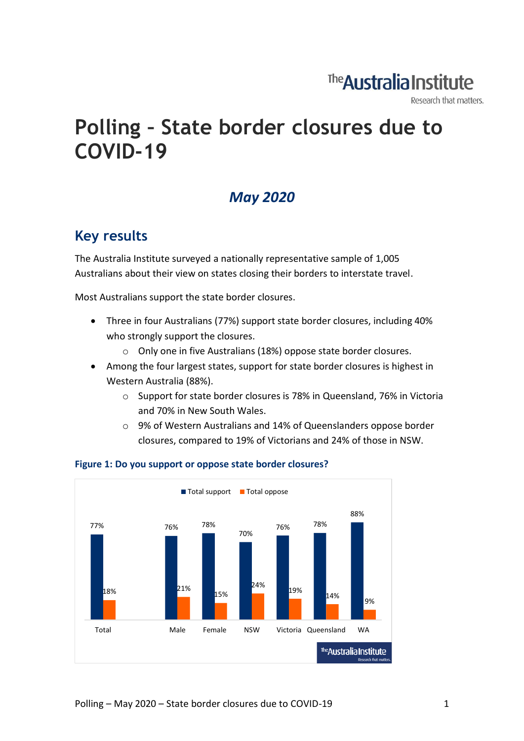The Australia Institute
Research that matters.

# Polling – State border closures due to COVID-19

## *May 2020*

## Key results

The Australia Institute surveyed a nationally representative sample of 1,005 Australians about their view on states closing their borders to interstate travel.

Most Australians support the state border closures.

- Three in four Australians (77%) support state border closures, including 40% who strongly support the closures.
  - Only one in five Australians (18%) oppose state border closures.
- Among the four largest states, support for state border closures is highest in Western Australia (88%).
  - Support for state border closures is 78% in Queensland, 76% in Victoria and 70% in New South Wales.
  - 9% of Western Australians and 14% of Queenslanders oppose border closures, compared to 19% of Victorians and 24% of those in NSW.

**Figure 1: Do you support or oppose state border closures?**

| | Total support | Total oppose |
|---|---|---|
| Total | 77% | 18% |
| Male | 76% | 21% |
| Female | 78% | 15% |
| NSW | 70% | 24% |
| Victoria | 76% | 19% |
| Queensland | 78% | 14% |
| WA | 88% | 9% |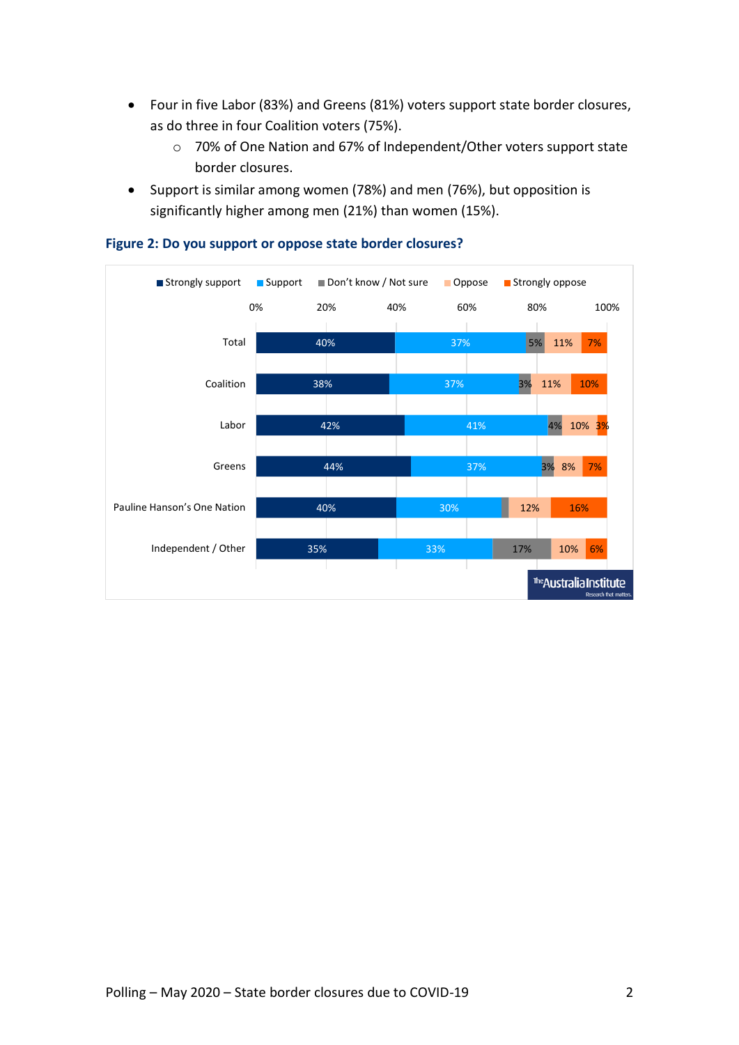- Four in five Labor (83%) and Greens (81%) voters support state border closures, as do three in four Coalition voters (75%).
  - 70% of One Nation and 67% of Independent/Other voters support state border closures.
- Support is similar among women (78%) and men (76%), but opposition is significantly higher among men (21%) than women (15%).

### Figure 2: Do you support or oppose state border closures?

| | Strongly support | Support | Don't know / Not sure | Oppose | Strongly oppose |
|---|---|---|---|---|---|
| Total | 40% | 37% | 5% | 11% | 7% |
| Coalition | 38% | 37% | 3% | 11% | 10% |
| Labor | 42% | 41% | 4% | 10% | 3% |
| Greens | 44% | 37% | 3% | 8% | 7% |
| Pauline Hanson's One Nation | 40% | 30% | | 12% | 16% |
| Independent / Other | 35% | 33% | 17% | 10% | 6% |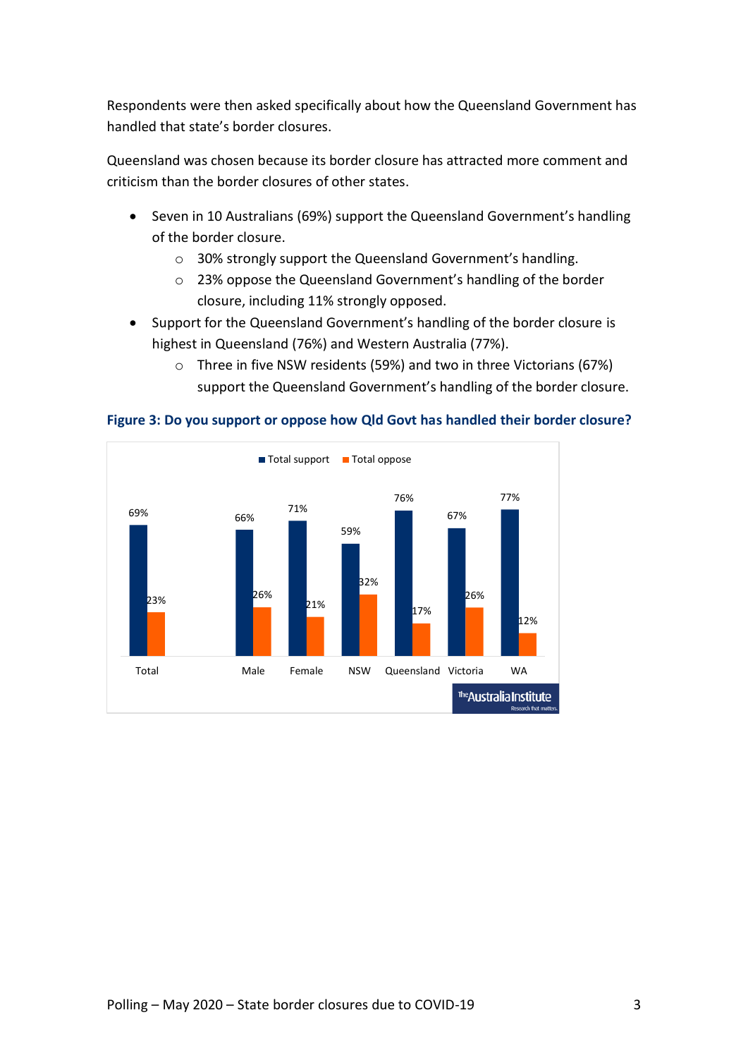Respondents were then asked specifically about how the Queensland Government has handled that state's border closures.

Queensland was chosen because its border closure has attracted more comment and criticism than the border closures of other states.

- Seven in 10 Australians (69%) support the Queensland Government's handling of the border closure.
  - 30% strongly support the Queensland Government's handling.
  - 23% oppose the Queensland Government's handling of the border closure, including 11% strongly opposed.
- Support for the Queensland Government's handling of the border closure is highest in Queensland (76%) and Western Australia (77%).
  - Three in five NSW residents (59%) and two in three Victorians (67%) support the Queensland Government's handling of the border closure.

**Figure 3: Do you support or oppose how Qld Govt has handled their border closure?**

| | Total | Male | Female | NSW | Queensland | Victoria | WA |
|---|---|---|---|---|---|---|---|
| Total support | 69% | 66% | 71% | 59% | 76% | 67% | 77% |
| Total oppose | 23% | 26% | 21% | 32% | 17% | 26% | 12% |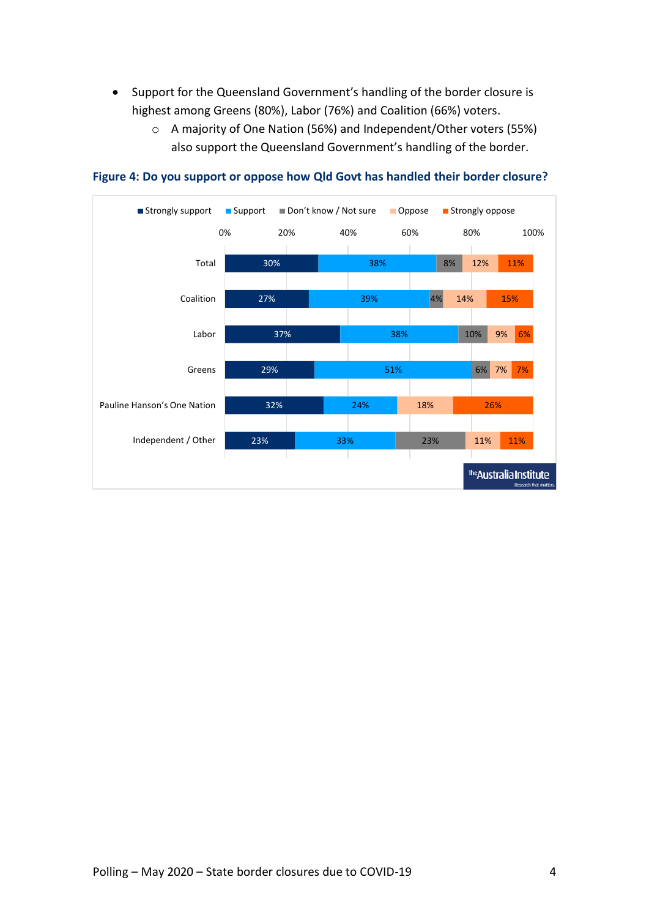- Support for the Queensland Government's handling of the border closure is highest among Greens (80%), Labor (76%) and Coalition (66%) voters.
  - A majority of One Nation (56%) and Independent/Other voters (55%) also support the Queensland Government's handling of the border.

**Figure 4: Do you support or oppose how Qld Govt has handled their border closure?**

| | Strongly support | Support | Don't know / Not sure | Oppose | Strongly oppose |
|---|---|---|---|---|---|
| Total | 30% | 38% | 8% | 12% | 11% |
| Coalition | 27% | 39% | 4% | 14% | 15% |
| Labor | 37% | 38% | 10% | 9% | 6% |
| Greens | 29% | 51% | 6% | 7% | 7% |
| Pauline Hanson's One Nation | 32% | 24% | | 18% | 26% |
| Independent / Other | 23% | 33% | 23% | 11% | 11% |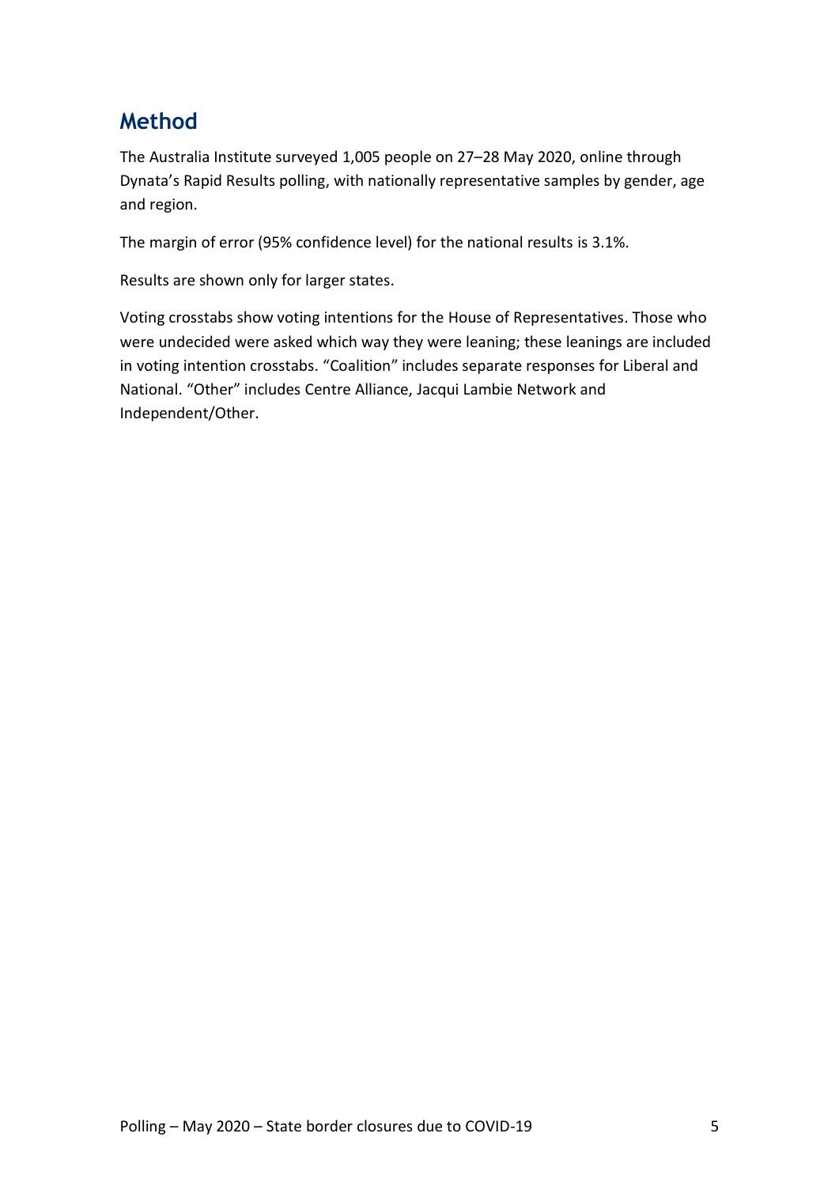## Method

The Australia Institute surveyed 1,005 people on 27–28 May 2020, online through Dynata's Rapid Results polling, with nationally representative samples by gender, age and region.

The margin of error (95% confidence level) for the national results is 3.1%.

Results are shown only for larger states.

Voting crosstabs show voting intentions for the House of Representatives. Those who were undecided were asked which way they were leaning; these leanings are included in voting intention crosstabs. "Coalition" includes separate responses for Liberal and National. "Other" includes Centre Alliance, Jacqui Lambie Network and Independent/Other.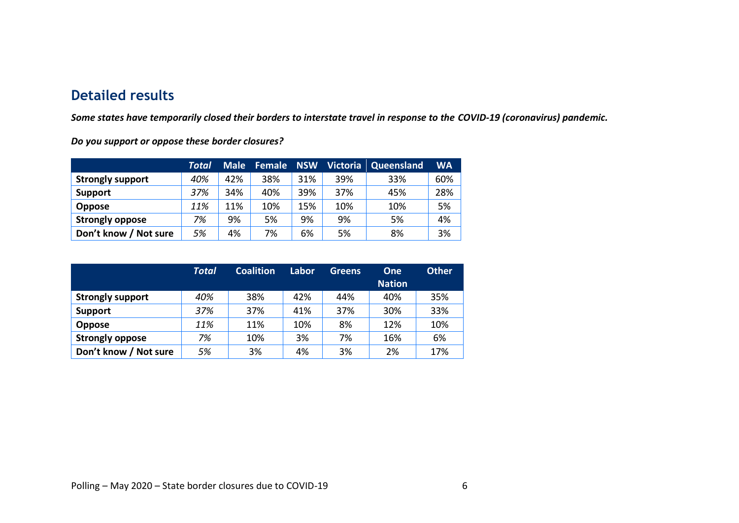## Detailed results

***Some states have temporarily closed their borders to interstate travel in response to the COVID-19 (coronavirus) pandemic.***

***Do you support or oppose these border closures?***

| | *Total* | Male | Female | NSW | Victoria | Queensland | WA |
|---|---|---|---|---|---|---|---|
| **Strongly support** | *40%* | 42% | 38% | 31% | 39% | 33% | 60% |
| **Support** | *37%* | 34% | 40% | 39% | 37% | 45% | 28% |
| **Oppose** | *11%* | 11% | 10% | 15% | 10% | 10% | 5% |
| **Strongly oppose** | *7%* | 9% | 5% | 9% | 9% | 5% | 4% |
| **Don't know / Not sure** | *5%* | 4% | 7% | 6% | 5% | 8% | 3% |

| | *Total* | Coalition | Labor | Greens | One Nation | Other |
|---|---|---|---|---|---|---|
| **Strongly support** | *40%* | 38% | 42% | 44% | 40% | 35% |
| **Support** | *37%* | 37% | 41% | 37% | 30% | 33% |
| **Oppose** | *11%* | 11% | 10% | 8% | 12% | 10% |
| **Strongly oppose** | *7%* | 10% | 3% | 7% | 16% | 6% |
| **Don't know / Not sure** | *5%* | 3% | 4% | 3% | 2% | 17% |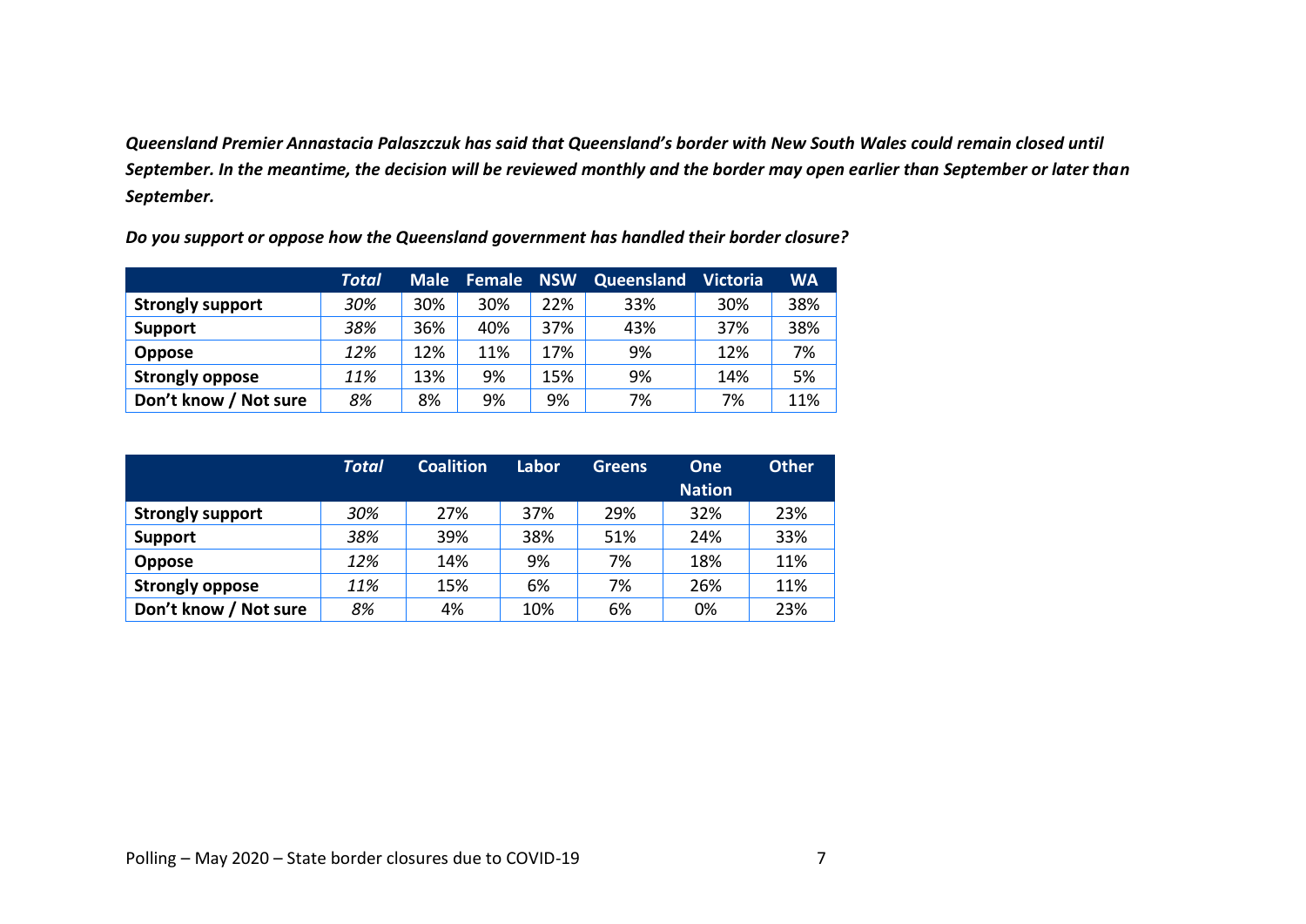***Queensland Premier Annastacia Palaszczuk has said that Queensland's border with New South Wales could remain closed until September. In the meantime, the decision will be reviewed monthly and the border may open earlier than September or later than September.***

***Do you support or oppose how the Queensland government has handled their border closure?***

| | *Total* | Male | Female | NSW | Queensland | Victoria | WA |
|---|---|---|---|---|---|---|---|
| **Strongly support** | *30%* | 30% | 30% | 22% | 33% | 30% | 38% |
| **Support** | *38%* | 36% | 40% | 37% | 43% | 37% | 38% |
| **Oppose** | *12%* | 12% | 11% | 17% | 9% | 12% | 7% |
| **Strongly oppose** | *11%* | 13% | 9% | 15% | 9% | 14% | 5% |
| **Don't know / Not sure** | *8%* | 8% | 9% | 9% | 7% | 7% | 11% |

| | *Total* | Coalition | Labor | Greens | One Nation | Other |
|---|---|---|---|---|---|---|
| **Strongly support** | *30%* | 27% | 37% | 29% | 32% | 23% |
| **Support** | *38%* | 39% | 38% | 51% | 24% | 33% |
| **Oppose** | *12%* | 14% | 9% | 7% | 18% | 11% |
| **Strongly oppose** | *11%* | 15% | 6% | 7% | 26% | 11% |
| **Don't know / Not sure** | *8%* | 4% | 10% | 6% | 0% | 23% |